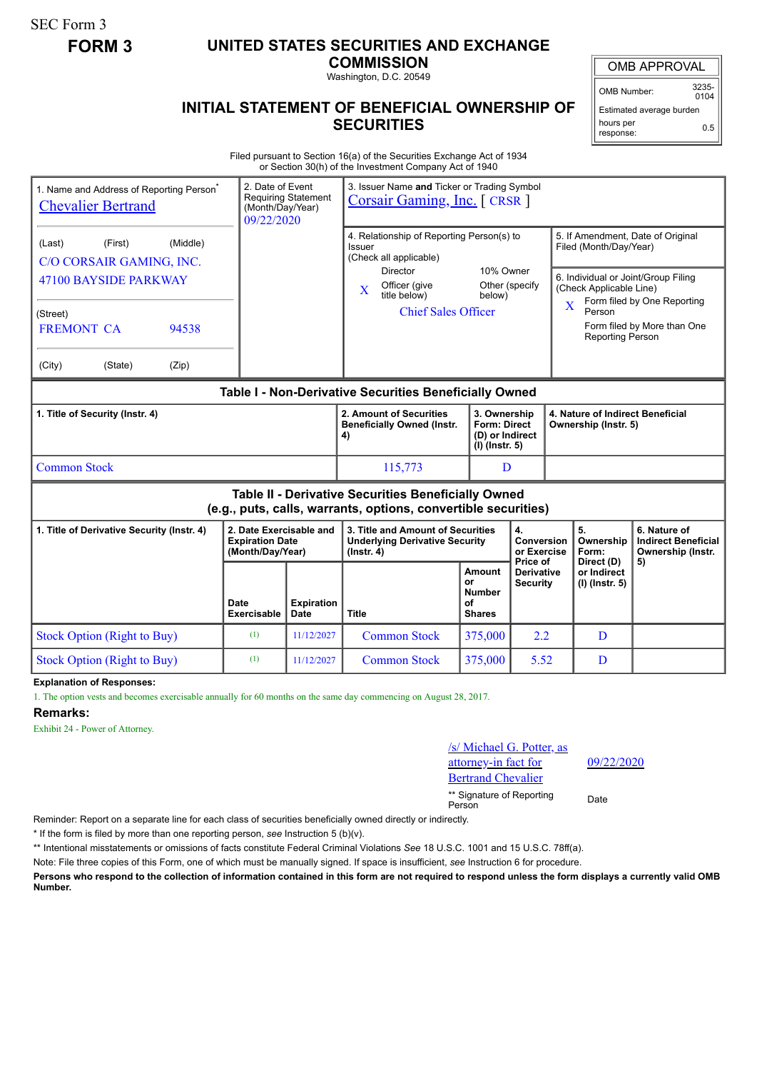SEC Form 3

**FORM 3**

# UNITED STATES SECURITIES AND EXCHANGE COMMISSION

Washington, D.C. 20549

## INITIAL STATEMENT OF BENEFICIAL OWNERSHIP OF SECURITIES

| OMB APPROVAL | |
|---|---|
| OMB Number: | 3235-0104 |
| Estimated average burden hours per response: | 0.5 |

Filed pursuant to Section 16(a) of the Securities Exchange Act of 1934 or Section 30(h) of the Investment Company Act of 1940

1. Name and Address of Reporting Person*
Chevalier Bertrand

(Last) (First) (Middle)
C/O CORSAIR GAMING, INC.
47100 BAYSIDE PARKWAY

(Street)
FREMONT CA 94538

(City) (State) (Zip)

2. Date of Event Requiring Statement (Month/Day/Year)
09/22/2020

3. Issuer Name **and** Ticker or Trading Symbol
Corsair Gaming, Inc. [ CRSR ]

4. Relationship of Reporting Person(s) to Issuer (Check all applicable)
Director
10% Owner
X Officer (give title below)
Other (specify below)
Chief Sales Officer

5. If Amendment, Date of Original Filed (Month/Day/Year)

6. Individual or Joint/Group Filing (Check Applicable Line)
X Form filed by One Reporting Person
Form filed by More than One Reporting Person

**Table I - Non-Derivative Securities Beneficially Owned**

| 1. Title of Security (Instr. 4) | 2. Amount of Securities Beneficially Owned (Instr. 4) | 3. Ownership Form: Direct (D) or Indirect (I) (Instr. 5) | 4. Nature of Indirect Beneficial Ownership (Instr. 5) |
|---|---|---|---|
| Common Stock | 115,773 | D | |

**Table II - Derivative Securities Beneficially Owned (e.g., puts, calls, warrants, options, convertible securities)**

| 1. Title of Derivative Security (Instr. 4) | 2. Date Exercisable and Expiration Date (Month/Day/Year) | | 3. Title and Amount of Securities Underlying Derivative Security (Instr. 4) | | 4. Conversion or Exercise Price of Derivative Security | 5. Ownership Form: Direct (D) or Indirect (I) (Instr. 5) | 6. Nature of Indirect Beneficial Ownership (Instr. 5) |
|---|---|---|---|---|---|---|---|
| | Date Exercisable | Expiration Date | Title | Amount or Number of Shares | | | |
| Stock Option (Right to Buy) | (1) | 11/12/2027 | Common Stock | 375,000 | 2.2 | D | |
| Stock Option (Right to Buy) | (1) | 11/12/2027 | Common Stock | 375,000 | 5.52 | D | |

**Explanation of Responses:**

1. The option vests and becomes exercisable annually for 60 months on the same day commencing on August 28, 2017.

**Remarks:**

Exhibit 24 - Power of Attorney.

/s/ Michael G. Potter, as attorney-in fact for Bertrand Chevalier — 09/22/2020

** Signature of Reporting Person — Date

Reminder: Report on a separate line for each class of securities beneficially owned directly or indirectly.

* If the form is filed by more than one reporting person, *see* Instruction 5 (b)(v).

** Intentional misstatements or omissions of facts constitute Federal Criminal Violations *See* 18 U.S.C. 1001 and 15 U.S.C. 78ff(a).

Note: File three copies of this Form, one of which must be manually signed. If space is insufficient, *see* Instruction 6 for procedure.

**Persons who respond to the collection of information contained in this form are not required to respond unless the form displays a currently valid OMB Number.**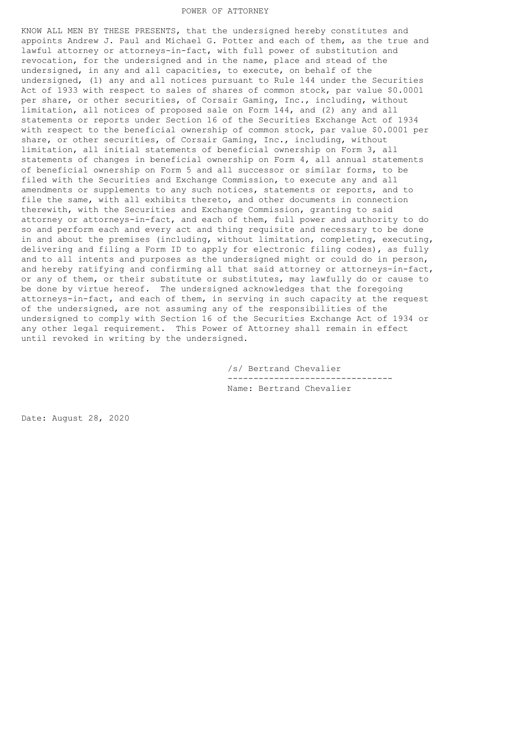# POWER OF ATTORNEY

KNOW ALL MEN BY THESE PRESENTS, that the undersigned hereby constitutes and appoints Andrew J. Paul and Michael G. Potter and each of them, as the true and lawful attorney or attorneys-in-fact, with full power of substitution and revocation, for the undersigned and in the name, place and stead of the undersigned, in any and all capacities, to execute, on behalf of the undersigned, (1) any and all notices pursuant to Rule 144 under the Securities Act of 1933 with respect to sales of shares of common stock, par value $0.0001 per share, or other securities, of Corsair Gaming, Inc., including, without limitation, all notices of proposed sale on Form 144, and (2) any and all statements or reports under Section 16 of the Securities Exchange Act of 1934 with respect to the beneficial ownership of common stock, par value $0.0001 per share, or other securities, of Corsair Gaming, Inc., including, without limitation, all initial statements of beneficial ownership on Form 3, all statements of changes in beneficial ownership on Form 4, all annual statements of beneficial ownership on Form 5 and all successor or similar forms, to be filed with the Securities and Exchange Commission, to execute any and all amendments or supplements to any such notices, statements or reports, and to file the same, with all exhibits thereto, and other documents in connection therewith, with the Securities and Exchange Commission, granting to said attorney or attorneys-in-fact, and each of them, full power and authority to do so and perform each and every act and thing requisite and necessary to be done in and about the premises (including, without limitation, completing, executing, delivering and filing a Form ID to apply for electronic filing codes), as fully and to all intents and purposes as the undersigned might or could do in person, and hereby ratifying and confirming all that said attorney or attorneys-in-fact, or any of them, or their substitute or substitutes, may lawfully do or cause to be done by virtue hereof. The undersigned acknowledges that the foregoing attorneys-in-fact, and each of them, in serving in such capacity at the request of the undersigned, are not assuming any of the responsibilities of the undersigned to comply with Section 16 of the Securities Exchange Act of 1934 or any other legal requirement. This Power of Attorney shall remain in effect until revoked in writing by the undersigned.

/s/ Bertrand Chevalier

--------------------------------

Name: Bertrand Chevalier

Date: August 28, 2020